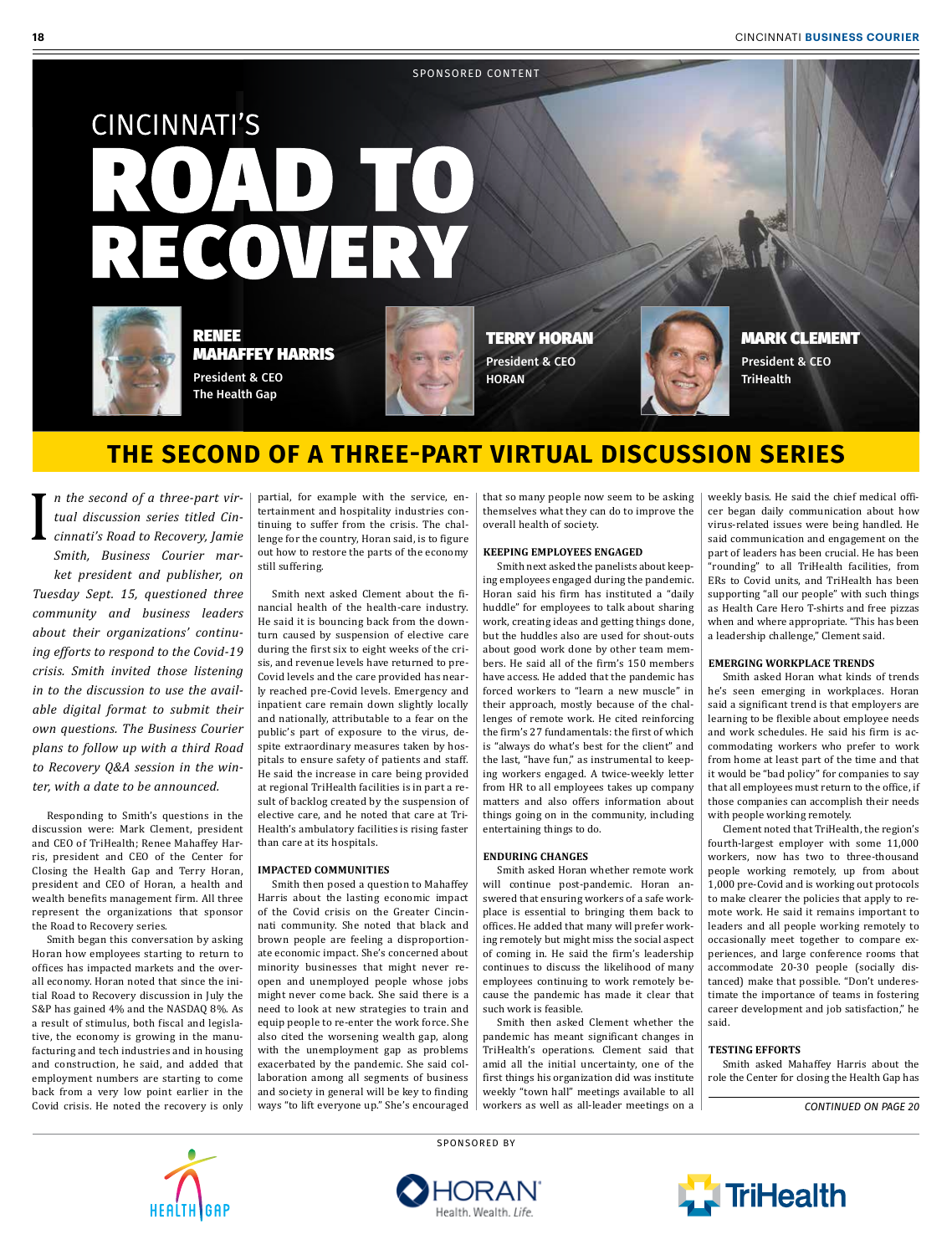SPONSORED CONTENT

# CINCINNATI'S ROAD TO RECOVERY

**RENEE MAHAFFEY HARRIS**
President & CEO
The Health Gap

**TERRY HORAN**
President & CEO
HORAN

**MARK CLEMENT**
President & CEO
TriHealth

## THE SECOND OF A THREE-PART VIRTUAL DISCUSSION SERIES

*In the second of a three-part virtual discussion series titled Cincinnati's Road to Recovery, Jamie Smith, Business Courier market president and publisher, on Tuesday Sept. 15, questioned three community and business leaders about their organizations' continuing efforts to respond to the Covid-19 crisis. Smith invited those listening in to the discussion to use the available digital format to submit their own questions. The Business Courier plans to follow up with a third Road to Recovery Q&A session in the winter, with a date to be announced.*

Responding to Smith's questions in the discussion were: Mark Clement, president and CEO of TriHealth; Renee Mahaffey Harris, president and CEO of the Center for Closing the Health Gap and Terry Horan, president and CEO of Horan, a health and wealth benefits management firm. All three represent the organizations that sponsor the Road to Recovery series.

Smith began this conversation by asking Horan how employees starting to return to offices has impacted markets and the overall economy. Horan noted that since the initial Road to Recovery discussion in July the S&P has gained 4% and the NASDAQ 8%. As a result of stimulus, both fiscal and legislative, the economy is growing in the manufacturing and tech industries and in housing and construction, he said, and added that employment numbers are starting to come back from a very low point earlier in the Covid crisis. He noted the recovery is only partial, for example with the service, entertainment and hospitality industries continuing to suffer from the crisis. The challenge for the country, Horan said, is to figure out how to restore the parts of the economy still suffering.

Smith next asked Clement about the financial health of the health-care industry. He said it is bouncing back from the downturn caused by suspension of elective care during the first six to eight weeks of the crisis, and revenue levels have returned to pre-Covid levels and the care provided has nearly reached pre-Covid levels. Emergency and inpatient care remain down slightly locally and nationally, attributable to a fear on the public's part of exposure to the virus, despite extraordinary measures taken by hospitals to ensure safety of patients and staff. He said the increase in care being provided at regional TriHealth facilities is in part a result of backlog created by the suspension of elective care, and he noted that care at TriHealth's ambulatory facilities is rising faster than care at its hospitals.

### IMPACTED COMMUNITIES

Smith then posed a question to Mahaffey Harris about the lasting economic impact of the Covid crisis on the Greater Cincinnati community. She noted that black and brown people are feeling a disproportionate economic impact. She's concerned about minority businesses that might never reopen and unemployed people whose jobs might never come back. She said there is a need to look at new strategies to train and equip people to re-enter the work force. She also cited the worsening wealth gap, along with the unemployment gap as problems exacerbated by the pandemic. She said collaboration among all segments of business and society in general will be key to finding ways "to lift everyone up." She's encouraged that so many people now seem to be asking themselves what they can do to improve the overall health of society.

### KEEPING EMPLOYEES ENGAGED

Smith next asked the panelists about keeping employees engaged during the pandemic. Horan said his firm has instituted a "daily huddle" for employees to talk about sharing work, creating ideas and getting things done, but the huddles also are used for shout-outs about good work done by other team members. He said all of the firm's 150 members have access. He added that the pandemic has forced workers to "learn a new muscle" in their approach, mostly because of the challenges of remote work. He cited reinforcing the firm's 27 fundamentals: the first of which is "always do what's best for the client" and the last, "have fun," as instrumental to keeping workers engaged. A twice-weekly letter from HR to all employees takes up company matters and also offers information about things going on in the community, including entertaining things to do.

### ENDURING CHANGES

Smith asked Horan whether remote work will continue post-pandemic. Horan answered that ensuring workers of a safe workplace is essential to bringing them back to offices. He added that many will prefer working remotely but might miss the social aspect of coming in. He said the firm's leadership continues to discuss the likelihood of many employees continuing to work remotely because the pandemic has made it clear that such work is feasible.

Smith then asked Clement whether the pandemic has meant significant changes in TriHealth's operations. Clement said that amid all the initial uncertainty, one of the first things his organization did was institute weekly "town hall" meetings available to all workers as well as all-leader meetings on a weekly basis. He said the chief medical officer began daily communication about how virus-related issues were being handled. He said communication and engagement on the part of leaders has been crucial. He has been "rounding" to all TriHealth facilities, from ERs to Covid units, and TriHealth has been supporting "all our people" with such things as Health Care Hero T-shirts and free pizzas when and where appropriate. "This has been a leadership challenge," Clement said.

### EMERGING WORKPLACE TRENDS

Smith asked Horan what kinds of trends he's seen emerging in workplaces. Horan said a significant trend is that employers are learning to be flexible about employee needs and work schedules. He said his firm is accommodating workers who prefer to work from home at least part of the time and that it would be "bad policy" for companies to say that all employees must return to the office, if those companies can accomplish their needs with people working remotely.

Clement noted that TriHealth, the region's fourth-largest employer with some 11,000 workers, now has two to three-thousand people working remotely, up from about 1,000 pre-Covid and is working out protocols to make clearer the policies that apply to remote work. He said it remains important to leaders and all people working remotely to occasionally meet together to compare experiences, and large conference rooms that accommodate 20-30 people (socially distanced) make that possible. "Don't underestimate the importance of teams in fostering career development and job satisfaction," he said.

### TESTING EFFORTS

Smith asked Mahaffey Harris about the role the Center for closing the Health Gap has

*CONTINUED ON PAGE 20*

SPONSORED BY

HEALTH GAP | HORAN Health. Wealth. Life. | TriHealth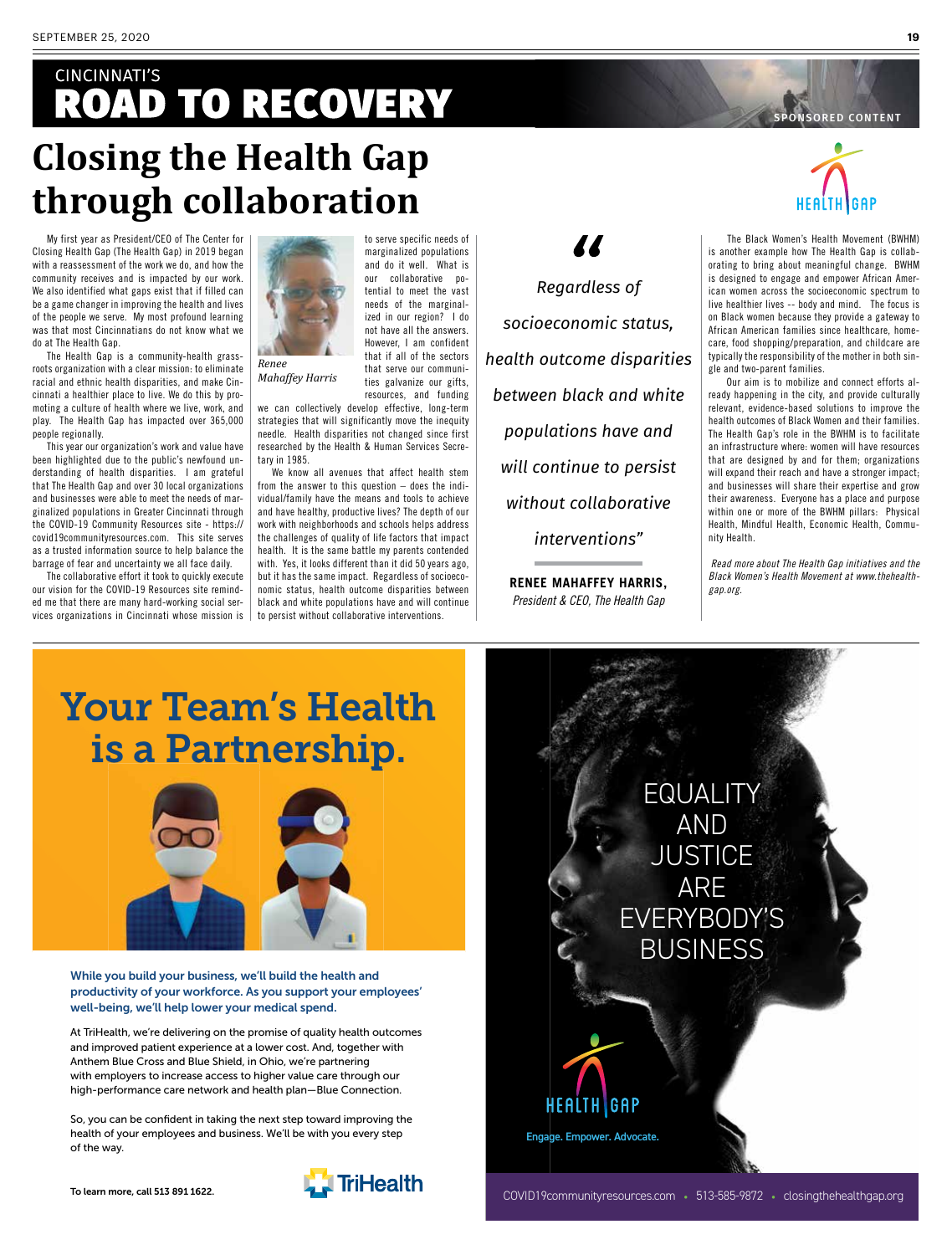CINNATI'S

# ROAD TO RECOVERY

SPONSORED CONTENT

# Closing the Health Gap through collaboration

My first year as President/CEO of The Center for Closing Health Gap (The Health Gap) in 2019 began with a reassessment of the work we do, and how the community receives and is impacted by our work. We also identified what gaps exist that if filled can be a game changer in improving the health and lives of the people we serve. My most profound learning was that most Cincinnatians do not know what we do at The Health Gap.

The Health Gap is a community-health grassroots organization with a clear mission: to eliminate racial and ethnic health disparities, and make Cincinnati a healthier place to live. We do this by promoting a culture of health where we live, work, and play. The Health Gap has impacted over 365,000 people regionally.

This year our organization's work and value have been highlighted due to the public's newfound understanding of health disparities. I am grateful that The Health Gap and over 30 local organizations and businesses were able to meet the needs of marginalized populations in Greater Cincinnati through the COVID-19 Community Resources site - https://covid19communityresources.com. This site serves as a trusted information source to help balance the barrage of fear and uncertainty we all face daily.

The collaborative effort it took to quickly execute our vision for the COVID-19 Resources site reminded me that there are many hard-working social services organizations in Cincinnati whose mission is to serve specific needs of marginalized populations and do it well. What is our collaborative potential to meet the vast needs of the marginalized in our region? I do not have all the answers. However, I am confident that if all of the sectors that serve our communities galvanize our gifts, resources, and funding we can collectively develop effective, long-term strategies that will significantly move the inequity needle. Health disparities not changed since first researched by the Health & Human Services Secretary in 1985.

*Renee Mahaffey Harris*

We know all avenues that affect health stem from the answer to this question – does the individual/family have the means and tools to achieve and have healthy, productive lives? The depth of our work with neighborhoods and schools helps address the challenges of quality of life factors that impact health. It is the same battle my parents contended with. Yes, it looks different than it did 50 years ago, but it has the same impact. Regardless of socioeconomic status, health outcome disparities between black and white populations have and will continue to persist without collaborative interventions.

> *"Regardless of socioeconomic status, health outcome disparities between black and white populations have and will continue to persist without collaborative interventions"*
>
> **RENEE MAHAFFEY HARRIS,**
> *President & CEO, The Health Gap*

HEALTH GAP

The Black Women's Health Movement (BWHM) is another example how The Health Gap is collaborating to bring about meaningful change. BWHM is designed to engage and empower African American women across the socioeconomic spectrum to live healthier lives -- body and mind. The focus is on Black women because they provide a gateway to African American families since healthcare, homecare, food shopping/preparation, and childcare are typically the responsibility of the mother in both single and two-parent families.

Our aim is to mobilize and connect efforts already happening in the city, and provide culturally relevant, evidence-based solutions to improve the health outcomes of Black Women and their families. The Health Gap's role in the BWHM is to facilitate an infrastructure where: women will have resources that are designed by and for them; organizations will expand their reach and have a stronger impact; and businesses will share their expertise and grow their awareness. Everyone has a place and purpose within one or more of the BWHM pillars: Physical Health, Mindful Health, Economic Health, Community Health.

*Read more about The Health Gap initiatives and the Black Women's Health Movement at www.thehealthgap.org.*

---

# Your Team's Health is a Partnership.

**While you build your business, we'll build the health and productivity of your workforce. As you support your employees' well-being, we'll help lower your medical spend.**

At TriHealth, we're delivering on the promise of quality health outcomes and improved patient experience at a lower cost. And, together with Anthem Blue Cross and Blue Shield, in Ohio, we're partnering with employers to increase access to higher value care through our high-performance care network and health plan—Blue Connection.

So, you can be confident in taking the next step toward improving the health of your employees and business. We'll be with you every step of the way.

**To learn more, call 513 891 1622.**

TriHealth

---

EQUALITY AND JUSTICE ARE EVERYBODY'S BUSINESS

HEALTH GAP

Engage. Empower. Advocate.

COVID19communityresources.com • 513-585-9872 • closingthehealthgap.org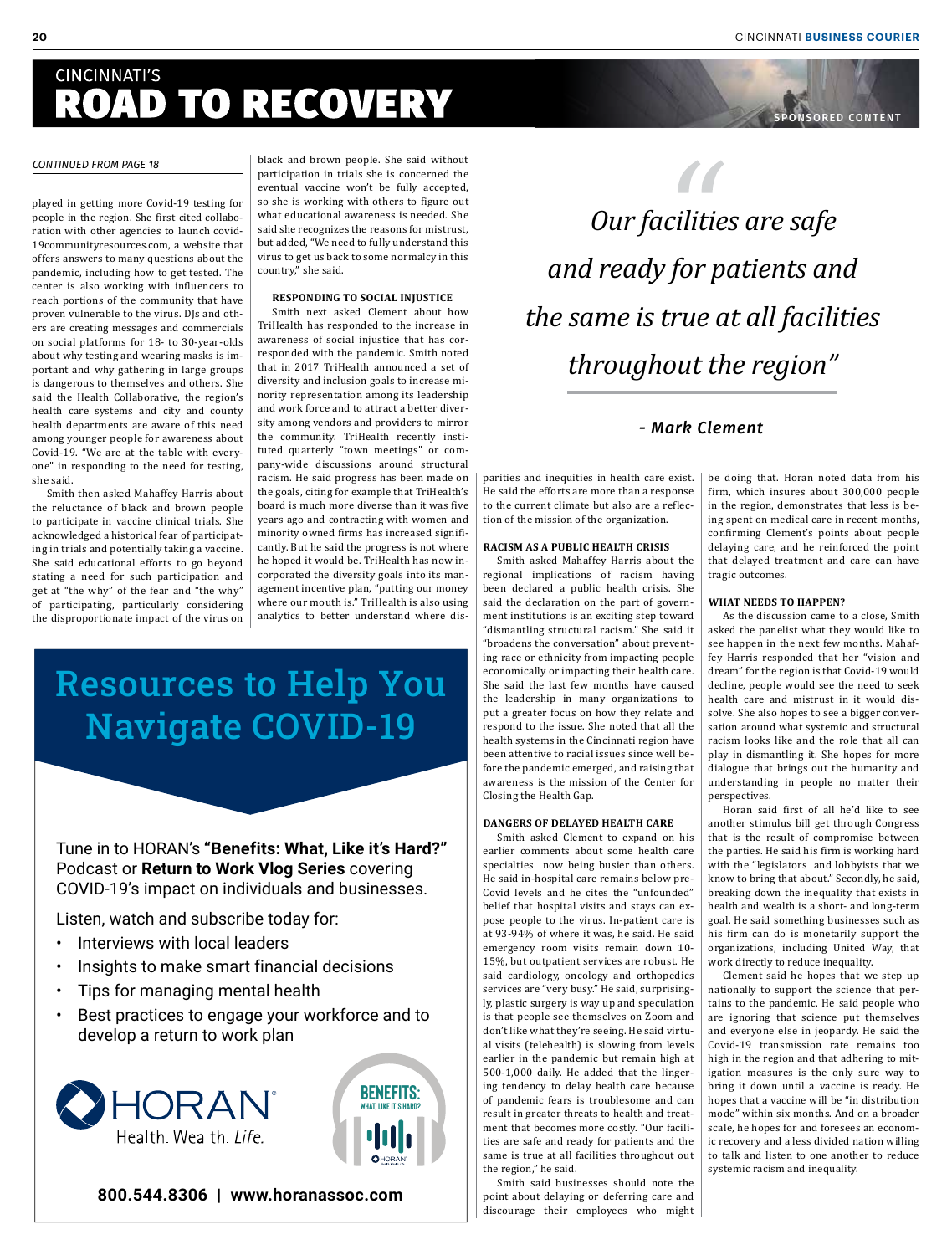# CINCINNATI'S ROAD TO RECOVERY

SPONSORED CONTENT

*CONTINUED FROM PAGE 18*

played in getting more Covid-19 testing for people in the region. She first cited collaboration with other agencies to launch covid-19communityresources.com, a website that offers answers to many questions about the pandemic, including how to get tested. The center is also working with influencers to reach portions of the community that have proven vulnerable to the virus. DJs and others are creating messages and commercials on social platforms for 18- to 30-year-olds about why testing and wearing masks is important and why gathering in large groups is dangerous to themselves and others. She said the Health Collaborative, the region's health care systems and city and county health departments are aware of this need among younger people for awareness about Covid-19. "We are at the table with everyone" in responding to the need for testing, she said.

Smith then asked Mahaffey Harris about the reluctance of black and brown people to participate in vaccine clinical trials. She acknowledged a historical fear of participating in trials and potentially taking a vaccine. She said educational efforts to go beyond stating a need for such participation and get at "the why" of the fear and "the why" of participating, particularly considering the disproportionate impact of the virus on black and brown people. She said without participation in trials she is concerned the eventual vaccine won't be fully accepted, so she is working with others to figure out what educational awareness is needed. She said she recognizes the reasons for mistrust, but added, "We need to fully understand this virus to get us back to some normalcy in this country," she said.

### RESPONDING TO SOCIAL INJUSTICE

Smith next asked Clement about how TriHealth has responded to the increase in awareness of social injustice that has corresponded with the pandemic. Smith noted that in 2017 TriHealth announced a set of diversity and inclusion goals to increase minority representation among its leadership and work force and to attract a better diversity among vendors and providers to mirror the community. TriHealth recently instituted quarterly "town meetings" or company-wide discussions around structural racism. He said progress has been made on the goals, citing for example that TriHealth's board is much more diverse than it was five years ago and contracting with women and minority owned firms has increased significantly. But he said the progress is not where he hoped it would be. TriHealth has now incorporated the diversity goals into its management incentive plan, "putting our money where our mouth is." TriHealth is also using analytics to better understand where disparities and inequities in health care exist. He said the efforts are more than a response to the current climate but also are a reflection of the mission of the organization.

> *"Our facilities are safe and ready for patients and the same is true at all facilities throughout the region"*
>
> *- Mark Clement*

### RACISM AS A PUBLIC HEALTH CRISIS

Smith asked Mahaffey Harris about the regional implications of racism having been declared a public health crisis. She said the declaration on the part of government institutions is an exciting step toward "dismantling structural racism." She said it "broadens the conversation" about preventing race or ethnicity from impacting people economically or impacting their health care. She said the last few months have caused the leadership in many organizations to put a greater focus on how they relate and respond to the issue. She noted that all the health systems in the Cincinnati region have been attentive to racial issues since well before the pandemic emerged, and raising that awareness is the mission of the Center for Closing the Health Gap.

### DANGERS OF DELAYED HEALTH CARE

Smith asked Clement to expand on his earlier comments about some health care specialties now being busier than others. He said in-hospital care remains below pre-Covid levels and he cites the "unfounded" belief that hospital visits and stays can expose people to the virus. In-patient care is at 93-94% of where it was, he said. He said emergency room visits remain down 10-15%, but outpatient services are robust. He said cardiology, oncology and orthopedics services are "very busy." He said, surprisingly, plastic surgery is way up and speculation is that people see themselves on Zoom and don't like what they're seeing. He said virtual visits (telehealth) is slowing from levels earlier in the pandemic but remain high at 500-1,000 daily. He added that the lingering tendency to delay health care because of pandemic fears is troublesome and can result in greater threats to health and treatment that becomes more costly. "Our facilities are safe and ready for patients and the same is true at all facilities throughout out the region," he said.

Smith said businesses should note the point about delaying or deferring care and discourage their employees who might be doing that. Horan noted data from his firm, which insures about 300,000 people in the region, demonstrates that less is being spent on medical care in recent months, confirming Clement's points about people delaying care, and he reinforced the point that delayed treatment and care can have tragic outcomes.

### WHAT NEEDS TO HAPPEN?

As the discussion came to a close, Smith asked the panelist what they would like to see happen in the next few months. Mahaffey Harris responded that her "vision and dream" for the region is that Covid-19 would decline, people would see the need to seek health care and mistrust in it would dissolve. She also hopes to see a bigger conversation around what systemic and structural racism looks like and the role that all can play in dismantling it. She hopes for more dialogue that brings out the humanity and understanding in people no matter their perspectives.

Horan said first of all he'd like to see another stimulus bill get through Congress that is the result of compromise between the parties. He said his firm is working hard with the "legislators and lobbyists that we know to bring that about." Secondly, he said, breaking down the inequality that exists in health and wealth is a short- and long-term goal. He said something businesses such as his firm can do is monetarily support the organizations, including United Way, that work directly to reduce inequality.

Clement said he hopes that we step up nationally to support the science that pertains to the pandemic. He said people who are ignoring that science put themselves and everyone else in jeopardy. He said the Covid-19 transmission rate remains too high in the region and that adhering to mitigation measures is the only sure way to bring it down until a vaccine is ready. He hopes that a vaccine will be "in distribution mode" within six months. And on a broader scale, he hopes for and foresees an economic recovery and a less divided nation willing to talk and listen to one another to reduce systemic racism and inequality.

---

## Resources to Help You Navigate COVID-19

Tune in to HORAN's **"Benefits: What, Like it's Hard?"** Podcast or **Return to Work Vlog Series** covering COVID-19's impact on individuals and businesses.

Listen, watch and subscribe today for:

- Interviews with local leaders
- Insights to make smart financial decisions
- Tips for managing mental health
- Best practices to engage your workforce and to develop a return to work plan

HORAN® Health. Wealth. *Life.*

BENEFITS: WHAT, LIKE IT'S HARD?

**800.544.8306 | www.horanassoc.com**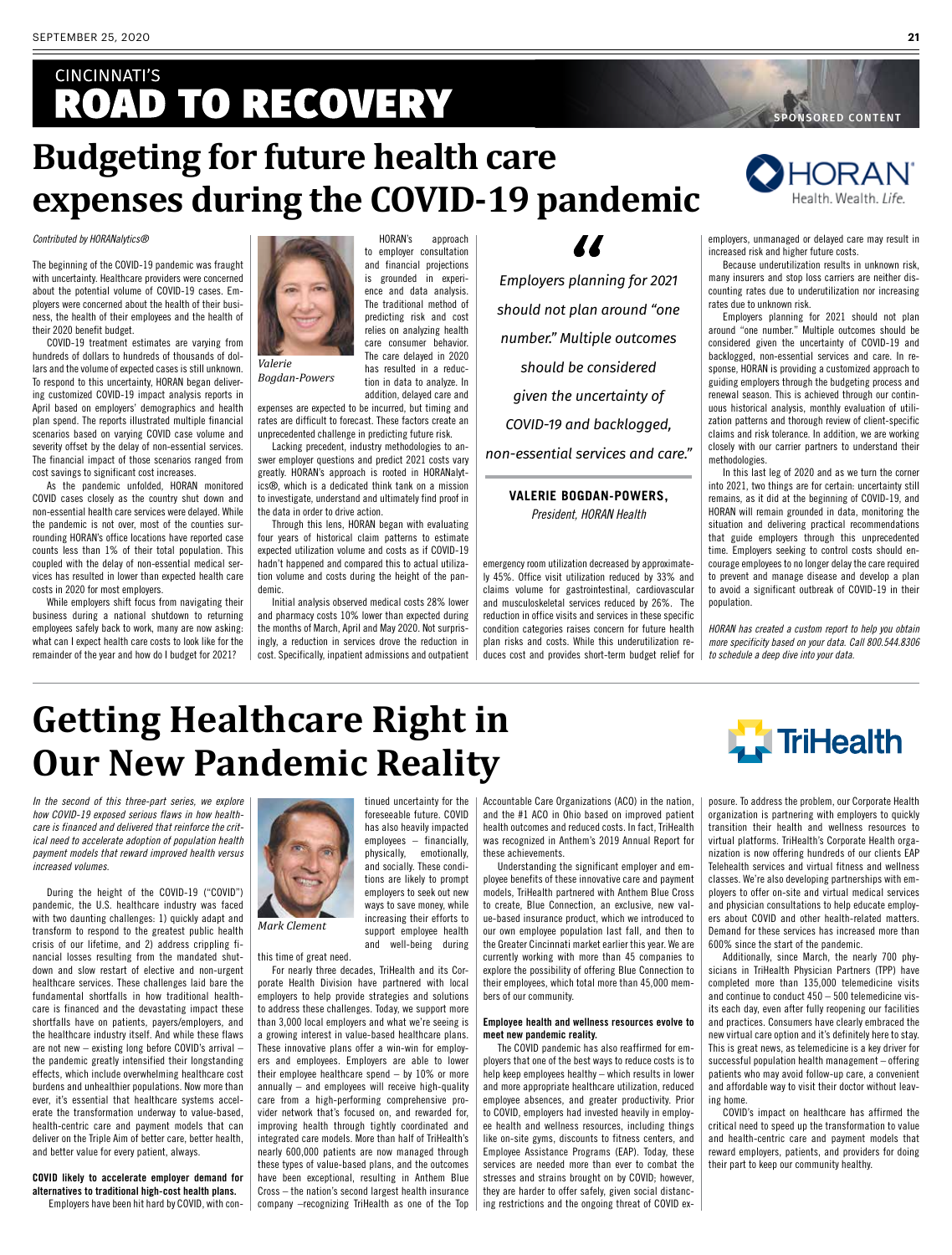CINCINNATI'S

# ROAD TO RECOVERY

SPONSORED CONTENT

# Budgeting for future health care expenses during the COVID-19 pandemic

HORAN Health. Wealth. *Life.*

*Contributed by HORANalytics®*

The beginning of the COVID-19 pandemic was fraught with uncertainty. Healthcare providers were concerned about the potential volume of COVID-19 cases. Employers were concerned about the health of their business, the health of their employees and the health of their 2020 benefit budget.

COVID-19 treatment estimates are varying from hundreds of dollars to hundreds of thousands of dollars and the volume of expected cases is still unknown. To respond to this uncertainty, HORAN began delivering customized COVID-19 impact analysis reports in April based on employers' demographics and health plan spend. The reports illustrated multiple financial scenarios based on varying COVID case volume and severity offset by the delay of non-essential services. The financial impact of those scenarios ranged from cost savings to significant cost increases.

As the pandemic unfolded, HORAN monitored COVID cases closely as the country shut down and non-essential health care services were delayed. While the pandemic is not over, most of the counties surrounding HORAN's office locations have reported case counts less than 1% of their total population. This coupled with the delay of non-essential medical services has resulted in lower than expected health care costs in 2020 for most employers.

While employers shift focus from navigating their business during a national shutdown to returning employees safely back to work, many are now asking: what can I expect health care costs to look like for the remainder of the year and how do I budget for 2021?

*Valerie Bogdan-Powers*

HORAN's approach to employer consultation and financial projections is grounded in experience and data analysis. The traditional method of predicting risk and cost relies on analyzing health care consumer behavior. The care delayed in 2020 has resulted in a reduction in data to analyze. In addition, delayed care and expenses are expected to be incurred, but timing and rates are difficult to forecast. These factors create an unprecedented challenge in predicting future risk.

Lacking precedent, industry methodologies to answer employer questions and predict 2021 costs vary greatly. HORAN's approach is rooted in HORANalytics®, which is a dedicated think tank on a mission to investigate, understand and ultimately find proof in the data in order to drive action.

Through this lens, HORAN began with evaluating four years of historical claim patterns to estimate expected utilization volume and costs as if COVID-19 hadn't happened and compared this to actual utilization volume and costs during the height of the pandemic.

Initial analysis observed medical costs 28% lower and pharmacy costs 10% lower than expected during the months of March, April and May 2020. Not surprisingly, a reduction in services drove the reduction in cost. Specifically, inpatient admissions and outpatient emergency room utilization decreased by approximately 45%. Office visit utilization reduced by 33% and claims volume for gastrointestinal, cardiovascular and musculoskeletal services reduced by 26%. The reduction in office visits and services in these specific condition categories raises concern for future health plan risks and costs. While this underutilization reduces cost and provides short-term budget relief for employers, unmanaged or delayed care may result in increased risk and higher future costs.

> *"Employers planning for 2021 should not plan around "one number." Multiple outcomes should be considered given the uncertainty of COVID-19 and backlogged, non-essential services and care."*
>
> **VALERIE BOGDAN-POWERS,**
> *President, HORAN Health*

Because underutilization results in unknown risk, many insurers and stop loss carriers are neither discounting rates due to underutilization nor increasing rates due to unknown risk.

Employers planning for 2021 should not plan around "one number." Multiple outcomes should be considered given the uncertainty of COVID-19 and backlogged, non-essential services and care. In response, HORAN is providing a customized approach to guiding employers through the budgeting process and renewal season. This is achieved through our continuous historical analysis, monthly evaluation of utilization patterns and thorough review of client-specific claims and risk tolerance. In addition, we are working closely with our carrier partners to understand their methodologies.

In this last leg of 2020 and as we turn the corner into 2021, two things are for certain: uncertainty still remains, as it did at the beginning of COVID-19, and HORAN will remain grounded in data, monitoring the situation and delivering practical recommendations that guide employers through this unprecedented time. Employers seeking to control costs should encourage employees to no longer delay the care required to prevent and manage disease and develop a plan to avoid a significant outbreak of COVID-19 in their population.

*HORAN has created a custom report to help you obtain more specificity based on your data. Call 800.544.8306 to schedule a deep dive into your data.*

# Getting Healthcare Right in Our New Pandemic Reality

TriHealth

*In the second of this three-part series, we explore how COVID-19 exposed serious flaws in how healthcare is financed and delivered that reinforce the critical need to accelerate adoption of population health payment models that reward improved health versus increased volumes.*

During the height of the COVID-19 ("COVID") pandemic, the U.S. healthcare industry was faced with two daunting challenges: 1) quickly adapt and transform to respond to the greatest public health crisis of our lifetime, and 2) address crippling financial losses resulting from the mandated shutdown and slow restart of elective and non-urgent healthcare services. These challenges laid bare the fundamental shortfalls in how traditional healthcare is financed and the devastating impact these shortfalls have on patients, payers/employers, and the healthcare industry itself. And while these flaws are not new – existing long before COVID's arrival – the pandemic greatly intensified their longstanding effects, which include overwhelming healthcare cost burdens and unhealthier populations. Now more than ever, it's essential that healthcare systems accelerate the transformation underway to value-based, health-centric care and payment models that can deliver on the Triple Aim of better care, better health, and better value for every patient, always.

**COVID likely to accelerate employer demand for alternatives to traditional high-cost health plans.**

Employers have been hit hard by COVID, with continued uncertainty for the foreseeable future. COVID has also heavily impacted employees – financially, physically, emotionally, and socially. These conditions are likely to prompt employers to seek out new ways to save money, while increasing their efforts to support employee health and well-being during this time of great need.

*Mark Clement*

For nearly three decades, TriHealth and its Corporate Health Division have partnered with local employers to help provide strategies and solutions to address these challenges. Today, we support more than 3,000 local employers and what we're seeing is a growing interest in value-based healthcare plans. These innovative plans offer a win-win for employers and employees. Employers are able to lower their employee healthcare spend – by 10% or more annually – and employees will receive high-quality care from a high-performing comprehensive provider network that's focused on, and rewarded for, improving health through tightly coordinated and integrated care models. More than half of TriHealth's nearly 600,000 patients are now managed through these types of value-based plans, and the outcomes have been exceptional, resulting in Anthem Blue Cross – the nation's second largest health insurance company –recognizing TriHealth as one of the Top Accountable Care Organizations (ACO) in the nation, and the #1 ACO in Ohio based on improved patient health outcomes and reduced costs. In fact, TriHealth was recognized in Anthem's 2019 Annual Report for these achievements.

Understanding the significant employer and employee benefits of these innovative care and payment models, TriHealth partnered with Anthem Blue Cross to create, Blue Connection, an exclusive, new value-based insurance product, which we introduced to our own employee population last fall, and then to the Greater Cincinnati market earlier this year. We are currently working with more than 45 companies to explore the possibility of offering Blue Connection to their employees, which total more than 45,000 members of our community.

**Employee health and wellness resources evolve to meet new pandemic reality.**

The COVID pandemic has also reaffirmed for employers that one of the best ways to reduce costs is to help keep employees healthy – which results in lower and more appropriate healthcare utilization, reduced employee absences, and greater productivity. Prior to COVID, employers had invested heavily in employee health and wellness resources, including things like on-site gyms, discounts to fitness centers, and Employee Assistance Programs (EAP). Today, these services are needed more than ever to combat the stresses and strains brought on by COVID; however, they are harder to offer safely, given social distancing restrictions and the ongoing threat of COVID exposure. To address the problem, our Corporate Health organization is partnering with employers to quickly transition their health and wellness resources to virtual platforms. TriHealth's Corporate Health organization is now offering hundreds of our clients EAP Telehealth services and virtual fitness and wellness classes. We're also developing partnerships with employers to offer on-site and virtual medical services and physician consultations to help educate employers about COVID and other health-related matters. Demand for these services has increased more than 600% since the start of the pandemic.

Additionally, since March, the nearly 700 physicians in TriHealth Physician Partners (TPP) have completed more than 135,000 telemedicine visits and continue to conduct 450 – 500 telemedicine visits each day, even after fully reopening our facilities and practices. Consumers have clearly embraced the new virtual care option and it's definitely here to stay. This is great news, as telemedicine is a key driver for successful population health management – offering patients who may avoid follow-up care, a convenient and affordable way to visit their doctor without leaving home.

COVID's impact on healthcare has affirmed the critical need to speed up the transformation to value and health-centric care and payment models that reward employers, patients, and providers for doing their part to keep our community healthy.